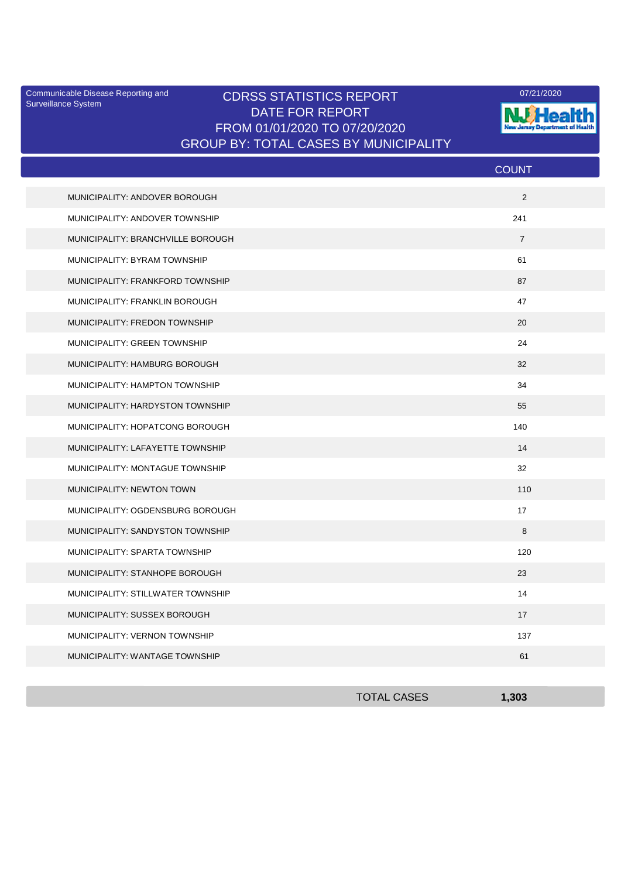Communicable Disease Reporting and Surveillance System

07/21/2020

# CDRSS STATISTICS REPORT
## DATE FOR REPORT
## FROM 01/01/2020 TO 07/20/2020
## GROUP BY: TOTAL CASES BY MUNICIPALITY

| | COUNT |
|---|---|
| MUNICIPALITY: ANDOVER BOROUGH | 2 |
| MUNICIPALITY: ANDOVER TOWNSHIP | 241 |
| MUNICIPALITY: BRANCHVILLE BOROUGH | 7 |
| MUNICIPALITY: BYRAM TOWNSHIP | 61 |
| MUNICIPALITY: FRANKFORD TOWNSHIP | 87 |
| MUNICIPALITY: FRANKLIN BOROUGH | 47 |
| MUNICIPALITY: FREDON TOWNSHIP | 20 |
| MUNICIPALITY: GREEN TOWNSHIP | 24 |
| MUNICIPALITY: HAMBURG BOROUGH | 32 |
| MUNICIPALITY: HAMPTON TOWNSHIP | 34 |
| MUNICIPALITY: HARDYSTON TOWNSHIP | 55 |
| MUNICIPALITY: HOPATCONG BOROUGH | 140 |
| MUNICIPALITY: LAFAYETTE TOWNSHIP | 14 |
| MUNICIPALITY: MONTAGUE TOWNSHIP | 32 |
| MUNICIPALITY: NEWTON TOWN | 110 |
| MUNICIPALITY: OGDENSBURG BOROUGH | 17 |
| MUNICIPALITY: SANDYSTON TOWNSHIP | 8 |
| MUNICIPALITY: SPARTA TOWNSHIP | 120 |
| MUNICIPALITY: STANHOPE BOROUGH | 23 |
| MUNICIPALITY: STILLWATER TOWNSHIP | 14 |
| MUNICIPALITY: SUSSEX BOROUGH | 17 |
| MUNICIPALITY: VERNON TOWNSHIP | 137 |
| MUNICIPALITY: WANTAGE TOWNSHIP | 61 |
| **TOTAL CASES** | **1,303** |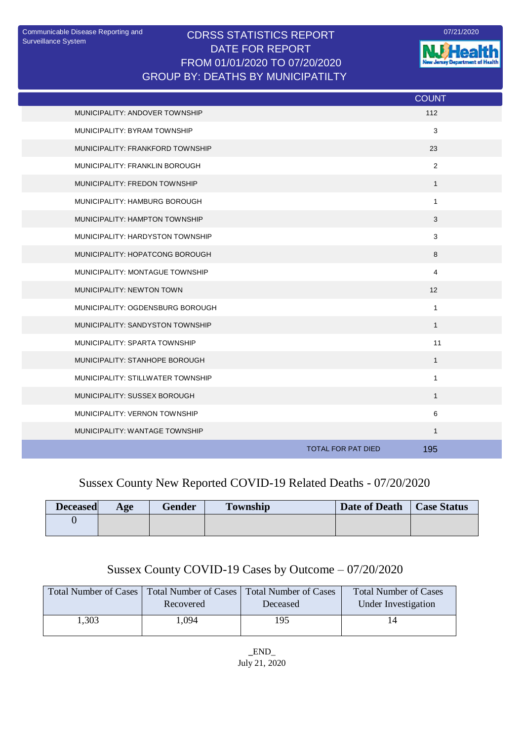Communicable Disease Reporting and Surveillance System

# CDRSS STATISTICS REPORT
## DATE FOR REPORT
## FROM 01/01/2020 TO 07/20/2020
## GROUP BY: DEATHS BY MUNICIPATILTY

07/21/2020

NJ Health New Jersey Department of Health

| | COUNT |
|---|---|
| MUNICIPALITY: ANDOVER TOWNSHIP | 112 |
| MUNICIPALITY: BYRAM TOWNSHIP | 3 |
| MUNICIPALITY: FRANKFORD TOWNSHIP | 23 |
| MUNICIPALITY: FRANKLIN BOROUGH | 2 |
| MUNICIPALITY: FREDON TOWNSHIP | 1 |
| MUNICIPALITY: HAMBURG BOROUGH | 1 |
| MUNICIPALITY: HAMPTON TOWNSHIP | 3 |
| MUNICIPALITY: HARDYSTON TOWNSHIP | 3 |
| MUNICIPALITY: HOPATCONG BOROUGH | 8 |
| MUNICIPALITY: MONTAGUE TOWNSHIP | 4 |
| MUNICIPALITY: NEWTON TOWN | 12 |
| MUNICIPALITY: OGDENSBURG BOROUGH | 1 |
| MUNICIPALITY: SANDYSTON TOWNSHIP | 1 |
| MUNICIPALITY: SPARTA TOWNSHIP | 11 |
| MUNICIPALITY: STANHOPE BOROUGH | 1 |
| MUNICIPALITY: STILLWATER TOWNSHIP | 1 |
| MUNICIPALITY: SUSSEX BOROUGH | 1 |
| MUNICIPALITY: VERNON TOWNSHIP | 6 |
| MUNICIPALITY: WANTAGE TOWNSHIP | 1 |
| TOTAL FOR PAT DIED | 195 |

## Sussex County New Reported COVID-19 Related Deaths - 07/20/2020

| Deceased | Age | Gender | Township | Date of Death | Case Status |
|---|---|---|---|---|---|
| 0 | | | | | |

## Sussex County COVID-19 Cases by Outcome – 07/20/2020

| Total Number of Cases | Total Number of Cases Recovered | Total Number of Cases Deceased | Total Number of Cases Under Investigation |
|---|---|---|---|
| 1,303 | 1,094 | 195 | 14 |

_END_
July 21, 2020